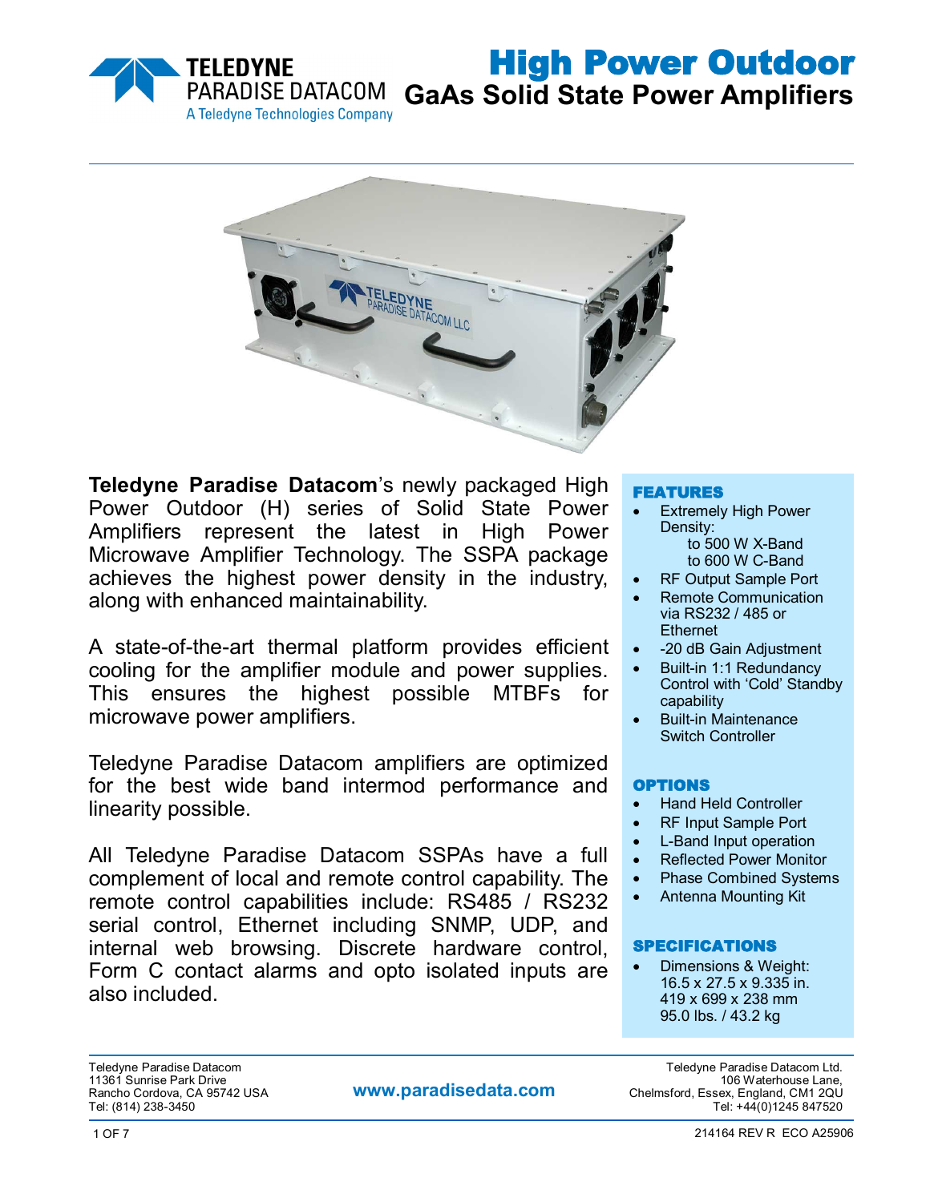# High Power Outdoor GaAs Solid State Power Amplifiers

**Teledyne Paradise Datacom**'s newly packaged High Power Outdoor (H) series of Solid State Power Amplifiers represent the latest in High Power Microwave Amplifier Technology. The SSPA package achieves the highest power density in the industry, along with enhanced maintainability.

A state-of-the-art thermal platform provides efficient cooling for the amplifier module and power supplies. This ensures the highest possible MTBFs for microwave power amplifiers.

Teledyne Paradise Datacom amplifiers are optimized for the best wide band intermod performance and linearity possible.

All Teledyne Paradise Datacom SSPAs have a full complement of local and remote control capability. The remote control capabilities include: RS485 / RS232 serial control, Ethernet including SNMP, UDP, and internal web browsing. Discrete hardware control, Form C contact alarms and opto isolated inputs are also included.

## FEATURES

- Extremely High Power Density:
  - to 500 W X-Band
  - to 600 W C-Band
- RF Output Sample Port
- Remote Communication via RS232 / 485 or Ethernet
- -20 dB Gain Adjustment
- Built-in 1:1 Redundancy Control with 'Cold' Standby capability
- Built-in Maintenance Switch Controller

## OPTIONS

- Hand Held Controller
- RF Input Sample Port
- L-Band Input operation
- Reflected Power Monitor
- Phase Combined Systems
- Antenna Mounting Kit

## SPECIFICATIONS

- Dimensions & Weight:
  16.5 x 27.5 x 9.335 in.
  419 x 699 x 238 mm
  95.0 lbs. / 43.2 kg

Teledyne Paradise Datacom
11361 Sunrise Park Drive
Rancho Cordova, CA 95742 USA
Tel: (814) 238-3450

www.paradisedata.com

Teledyne Paradise Datacom Ltd.
106 Waterhouse Lane,
Chelmsford, Essex, England, CM1 2QU
Tel: +44(0)1245 847520

214164 REV R ECO A25906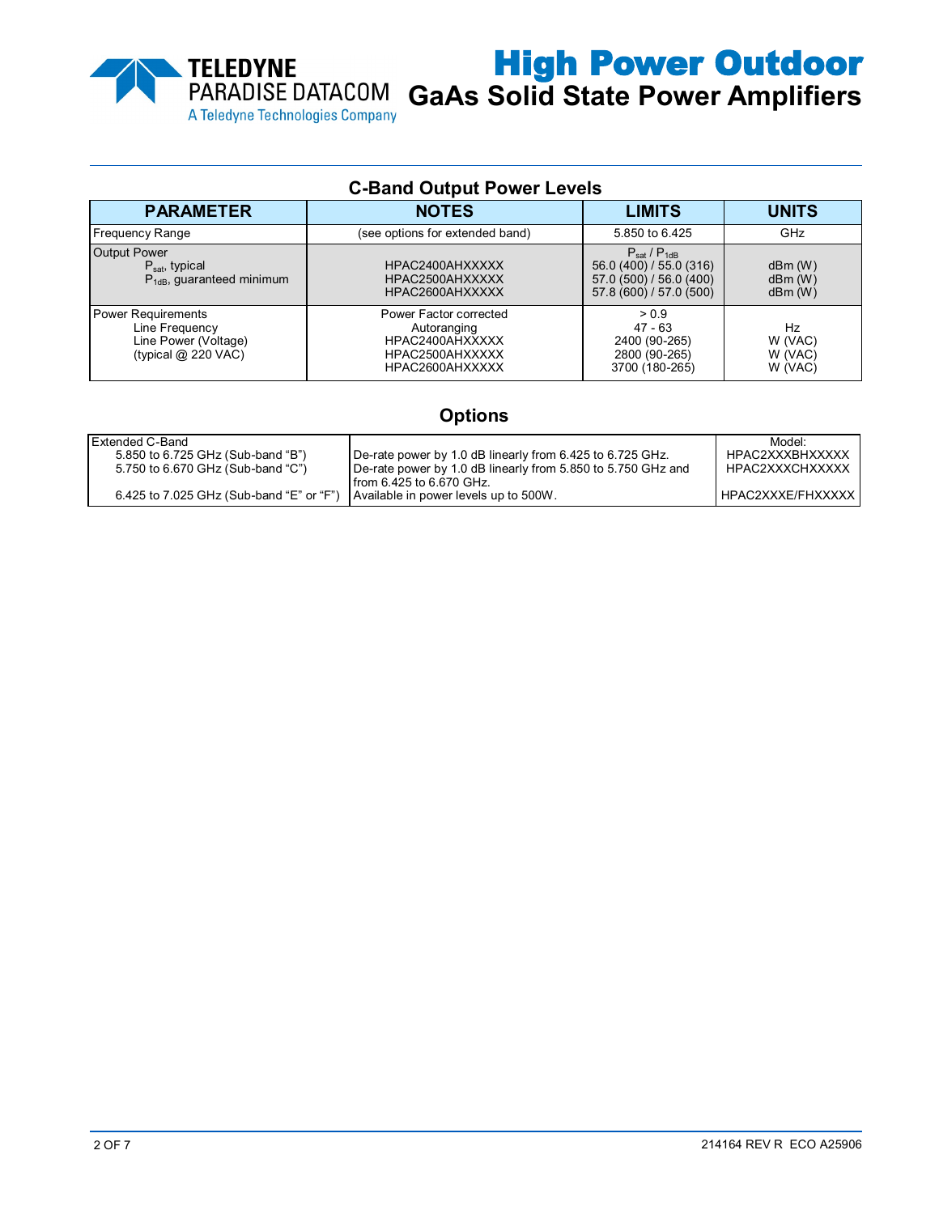# High Power Outdoor

## GaAs Solid State Power Amplifiers

### C-Band Output Power Levels

| PARAMETER | NOTES | LIMITS | UNITS |
|---|---|---|---|
| Frequency Range | (see options for extended band) | 5.850 to 6.425 | GHz |
| Output Power<br>$P_{sat}$, typical<br>$P_{1dB}$, guaranteed minimum | <br>HPAC2400AHXXXXX<br>HPAC2500AHXXXXX<br>HPAC2600AHXXXXX | $P_{sat}$ / $P_{1dB}$<br>56.0 (400) / 55.0 (316)<br>57.0 (500) / 56.0 (400)<br>57.8 (600) / 57.0 (500) | <br>dBm (W)<br>dBm (W)<br>dBm (W) |
| Power Requirements<br>Line Frequency<br>Line Power (Voltage)<br>(typical @ 220 VAC) | Power Factor corrected<br>Autoranging<br>HPAC2400AHXXXXX<br>HPAC2500AHXXXXX<br>HPAC2600AHXXXXX | > 0.9<br>47 - 63<br>2400 (90-265)<br>2800 (90-265)<br>3700 (180-265) | <br>Hz<br>W (VAC)<br>W (VAC)<br>W (VAC) |

### Options

| Extended C-Band | | Model: |
|---|---|---|
| 5.850 to 6.725 GHz (Sub-band "B") | De-rate power by 1.0 dB linearly from 6.425 to 6.725 GHz. | HPAC2XXXBHXXXXX |
| 5.750 to 6.670 GHz (Sub-band "C") | De-rate power by 1.0 dB linearly from 5.850 to 5.750 GHz and from 6.425 to 6.670 GHz. | HPAC2XXXCHXXXXX |
| 6.425 to 7.025 GHz (Sub-band "E" or "F") | Available in power levels up to 500W. | HPAC2XXXE/FHXXXXX |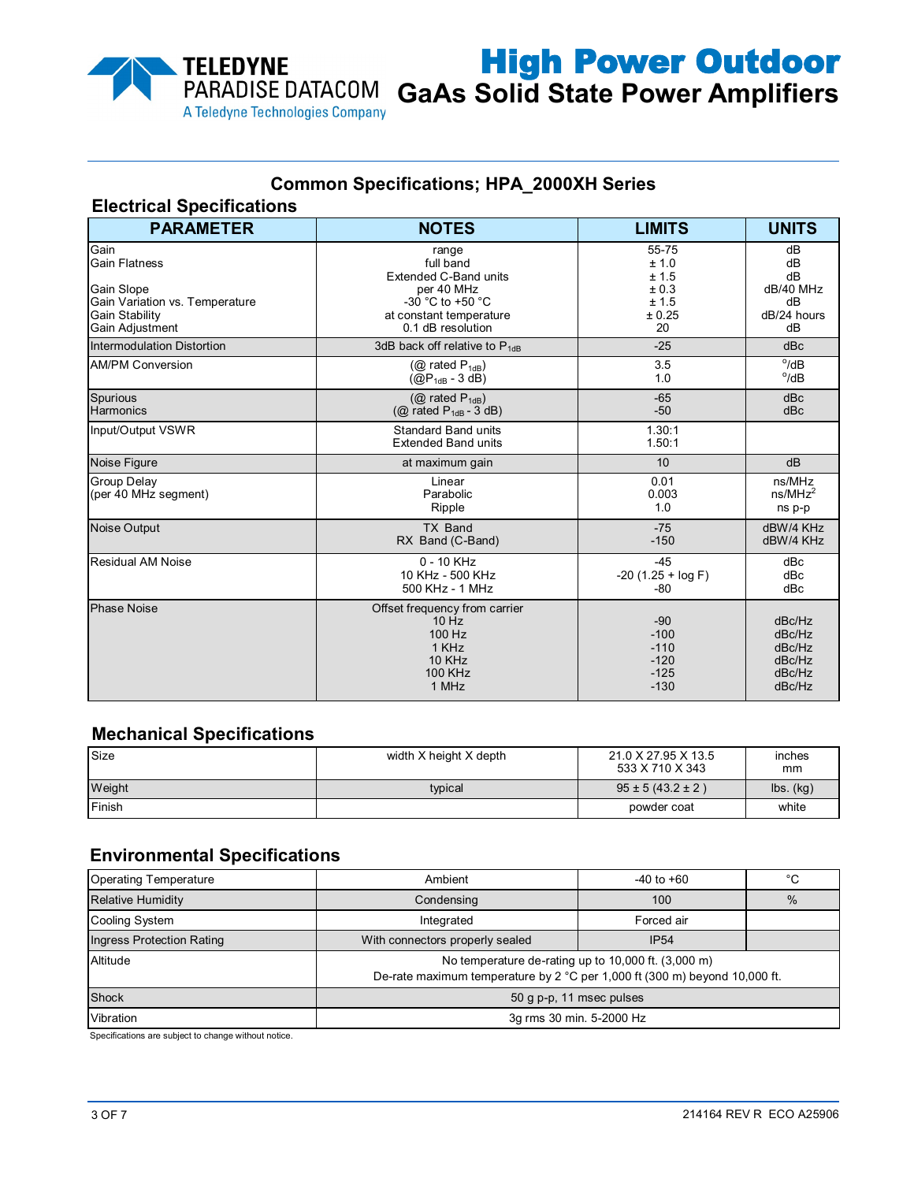# High Power Outdoor GaAs Solid State Power Amplifiers

## Common Specifications; HPA_2000XH Series

### Electrical Specifications

| PARAMETER | NOTES | LIMITS | UNITS |
|---|---|---|---|
| Gain | range | 55-75 | dB |
| Gain Flatness | full band | ± 1.0 | dB |
| | Extended C-Band units | ± 1.5 | dB |
| Gain Slope | per 40 MHz | ± 0.3 | dB/40 MHz |
| Gain Variation vs. Temperature | -30 °C to +50 °C | ± 1.5 | dB |
| Gain Stability | at constant temperature | ± 0.25 | dB/24 hours |
| Gain Adjustment | 0.1 dB resolution | 20 | dB |
| Intermodulation Distortion | 3dB back off relative to $P_{1dB}$ | -25 | dBc |
| AM/PM Conversion | (@ rated $P_{1dB}$) | 3.5 | °/dB |
| | (@$P_{1dB}$ - 3 dB) | 1.0 | °/dB |
| Spurious | (@ rated $P_{1dB}$) | -65 | dBc |
| Harmonics | (@ rated $P_{1dB}$ - 3 dB) | -50 | dBc |
| Input/Output VSWR | Standard Band units | 1.30:1 | |
| | Extended Band units | 1.50:1 | |
| Noise Figure | at maximum gain | 10 | dB |
| Group Delay (per 40 MHz segment) | Linear | 0.01 | ns/MHz |
| | Parabolic | 0.003 | ns/MHz$^2$ |
| | Ripple | 1.0 | ns p-p |
| Noise Output | TX Band | -75 | dBW/4 KHz |
| | RX Band (C-Band) | -150 | dBW/4 KHz |
| Residual AM Noise | 0 - 10 KHz | -45 | dBc |
| | 10 KHz - 500 KHz | -20 (1.25 + log F) | dBc |
| | 500 KHz - 1 MHz | -80 | dBc |
| Phase Noise | Offset frequency from carrier | | |
| | 10 Hz | -90 | dBc/Hz |
| | 100 Hz | -100 | dBc/Hz |
| | 1 KHz | -110 | dBc/Hz |
| | 10 KHz | -120 | dBc/Hz |
| | 100 KHz | -125 | dBc/Hz |
| | 1 MHz | -130 | dBc/Hz |

### Mechanical Specifications

| | | | |
|---|---|---|---|
| Size | width X height X depth | 21.0 X 27.95 X 13.5<br>533 X 710 X 343 | inches<br>mm |
| Weight | typical | 95 ± 5 (43.2 ± 2 ) | lbs. (kg) |
| Finish | | powder coat | white |

### Environmental Specifications

| | | | |
|---|---|---|---|
| Operating Temperature | Ambient | -40 to +60 | °C |
| Relative Humidity | Condensing | 100 | % |
| Cooling System | Integrated | Forced air | |
| Ingress Protection Rating | With connectors properly sealed | IP54 | |
| Altitude | No temperature de-rating up to 10,000 ft. (3,000 m)<br>De-rate maximum temperature by 2 °C per 1,000 ft (300 m) beyond 10,000 ft. | | |
| Shock | 50 g p-p, 11 msec pulses | | |
| Vibration | 3g rms 30 min. 5-2000 Hz | | |

Specifications are subject to change without notice.

214164 REV R ECO A25906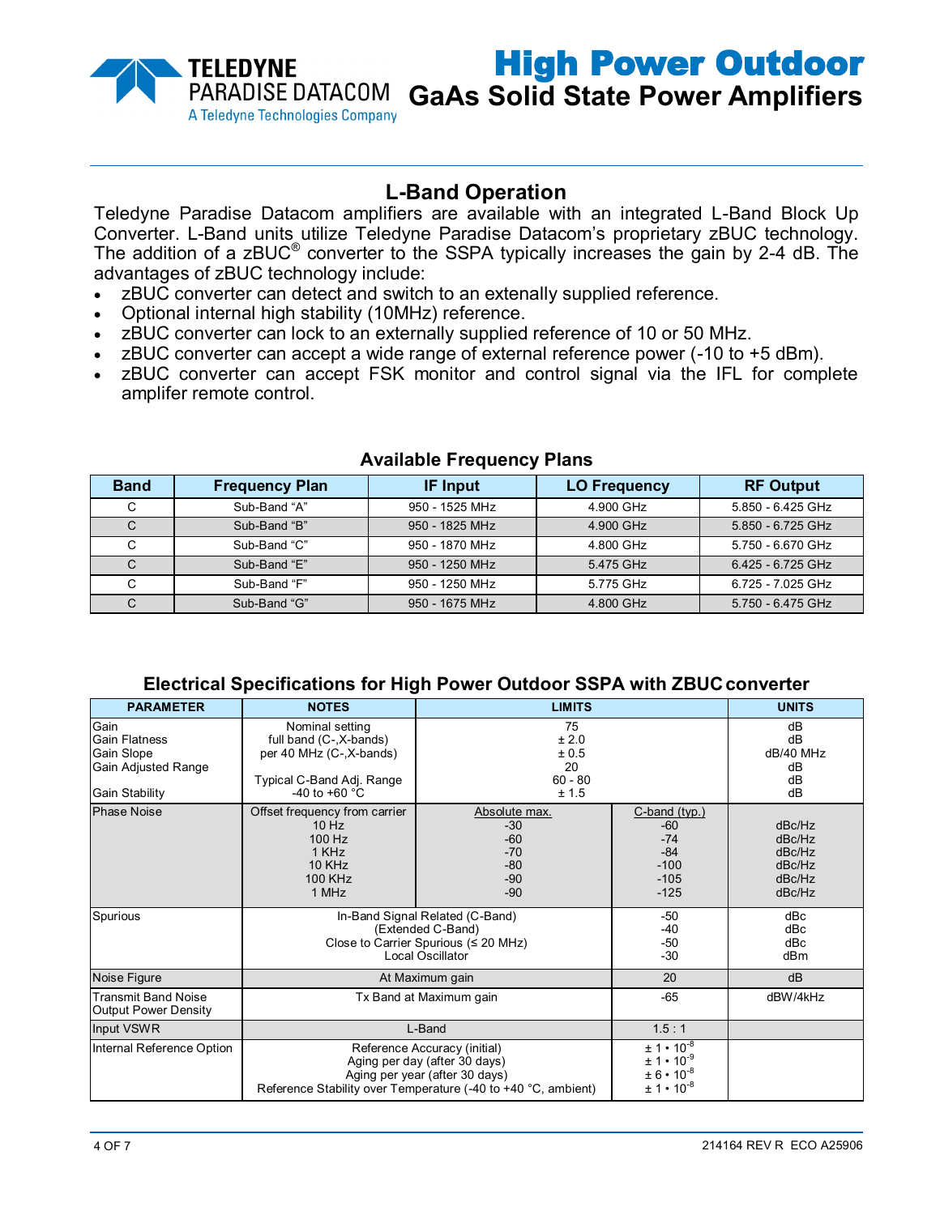## L-Band Operation

Teledyne Paradise Datacom amplifiers are available with an integrated L-Band Block Up Converter. L-Band units utilize Teledyne Paradise Datacom's proprietary zBUC technology. The addition of a zBUC® converter to the SSPA typically increases the gain by 2-4 dB. The advantages of zBUC technology include:

- zBUC converter can detect and switch to an extenally supplied reference.
- Optional internal high stability (10MHz) reference.
- zBUC converter can lock to an externally supplied reference of 10 or 50 MHz.
- zBUC converter can accept a wide range of external reference power (-10 to +5 dBm).
- zBUC converter can accept FSK monitor and control signal via the IFL for complete amplifer remote control.

### Available Frequency Plans

| Band | Frequency Plan | IF Input | LO Frequency | RF Output |
|---|---|---|---|---|
| C | Sub-Band "A" | 950 - 1525 MHz | 4.900 GHz | 5.850 - 6.425 GHz |
| C | Sub-Band "B" | 950 - 1825 MHz | 4.900 GHz | 5.850 - 6.725 GHz |
| C | Sub-Band "C" | 950 - 1870 MHz | 4.800 GHz | 5.750 - 6.670 GHz |
| C | Sub-Band "E" | 950 - 1250 MHz | 5.475 GHz | 6.425 - 6.725 GHz |
| C | Sub-Band "F" | 950 - 1250 MHz | 5.775 GHz | 6.725 - 7.025 GHz |
| C | Sub-Band "G" | 950 - 1675 MHz | 4.800 GHz | 5.750 - 6.475 GHz |

### Electrical Specifications for High Power Outdoor SSPA with ZBUC converter

| PARAMETER | NOTES | LIMITS | | UNITS |
|---|---|---|---|---|
| Gain | Nominal setting | 75 | | dB |
| Gain Flatness | full band (C-,X-bands) | ± 2.0 | | dB |
| Gain Slope | per 40 MHz (C-,X-bands) | ± 0.5 | | dB/40 MHz |
| Gain Adjusted Range | | 20 | | dB |
| | Typical C-Band Adj. Range | 60 - 80 | | dB |
| Gain Stability | -40 to +60 °C | ± 1.5 | | dB |
| Phase Noise | Offset frequency from carrier | Absolute max. | C-band (typ.) | |
| | 10 Hz | -30 | -60 | dBc/Hz |
| | 100 Hz | -60 | -74 | dBc/Hz |
| | 1 KHz | -70 | -84 | dBc/Hz |
| | 10 KHz | -80 | -100 | dBc/Hz |
| | 100 KHz | -90 | -105 | dBc/Hz |
| | 1 MHz | -90 | -125 | dBc/Hz |
| Spurious | In-Band Signal Related (C-Band) | | -50 | dBc |
| | (Extended C-Band) | | -40 | dBc |
| | Close to Carrier Spurious (≤ 20 MHz) | | -50 | dBc |
| | Local Oscillator | | -30 | dBm |
| Noise Figure | At Maximum gain | | 20 | dB |
| Transmit Band Noise Output Power Density | Tx Band at Maximum gain | | -65 | dBW/4kHz |
| Input VSWR | L-Band | | 1.5 : 1 | |
| Internal Reference Option | Reference Accuracy (initial) | | $\pm 1 \cdot 10^{-8}$ | |
| | Aging per day (after 30 days) | | $\pm 1 \cdot 10^{-9}$ | |
| | Aging per year (after 30 days) | | $\pm 6 \cdot 10^{-8}$ | |
| | Reference Stability over Temperature (-40 to +40 °C, ambient) | | $\pm 1 \cdot 10^{-8}$ | |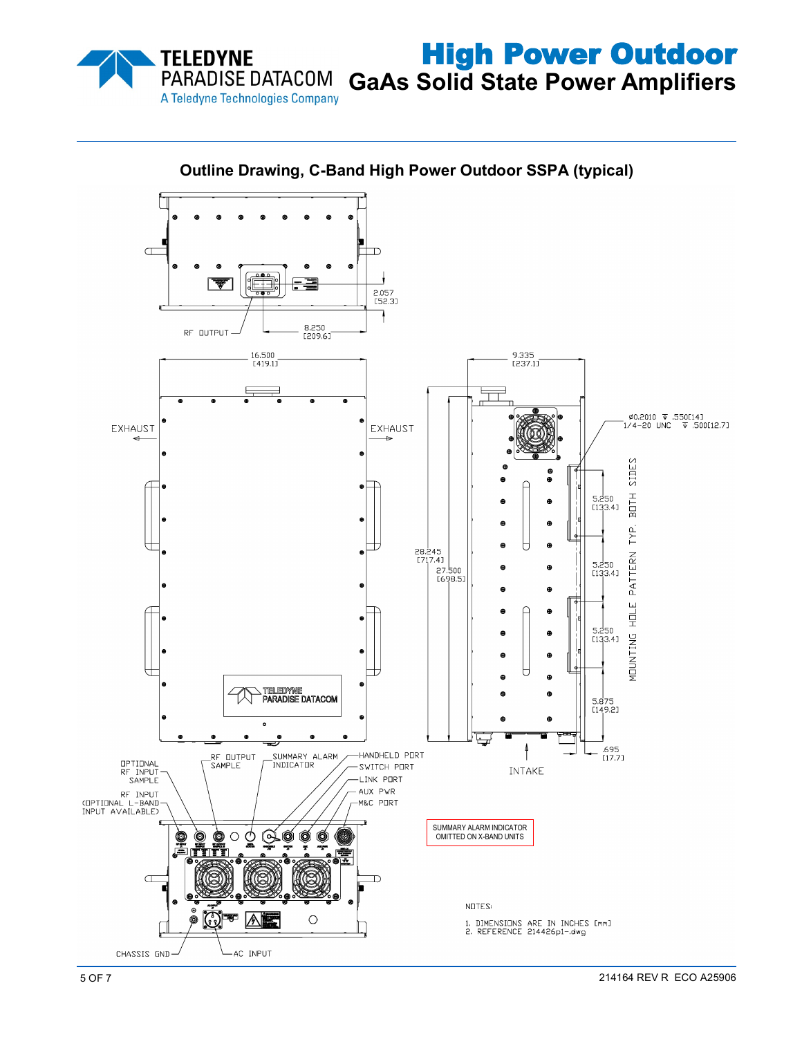## Outline Drawing, C-Band High Power Outdoor SSPA (typical)

RF OUTPUT

2.057 [52.3]

8.250 [209.6]

16.500 [419.1]

9.335 [237.1]

EXHAUST

EXHAUST

ø0.2010 ↧ .550[14]
1/4-20 UNC ↧ .500[12.7]

MOUNTING HOLE PATTERN TYP. BOTH SIDES

5.250 [133.4]

5.250 [133.4]

5.250 [133.4]

5.875 [149.2]

.695 [17.7]

28.245 [717.4]

27.500 [698.5]

INTAKE

OPTIONAL RF INPUT SAMPLE

RF INPUT (OPTIONAL L-BAND INPUT AVAILABLE)

RF OUTPUT SAMPLE

SUMMARY ALARM INDICATOR

HANDHELD PORT

SWITCH PORT

LINK PORT

AUX PWR

M&C PORT

CHASSIS GND

AC INPUT

SUMMARY ALARM INDICATOR OMITTED ON X-BAND UNITS

NOTES:

1. DIMENSIONS ARE IN INCHES [mm]
2. REFERENCE 214426p1-.dwg

214164 REV R ECO A25906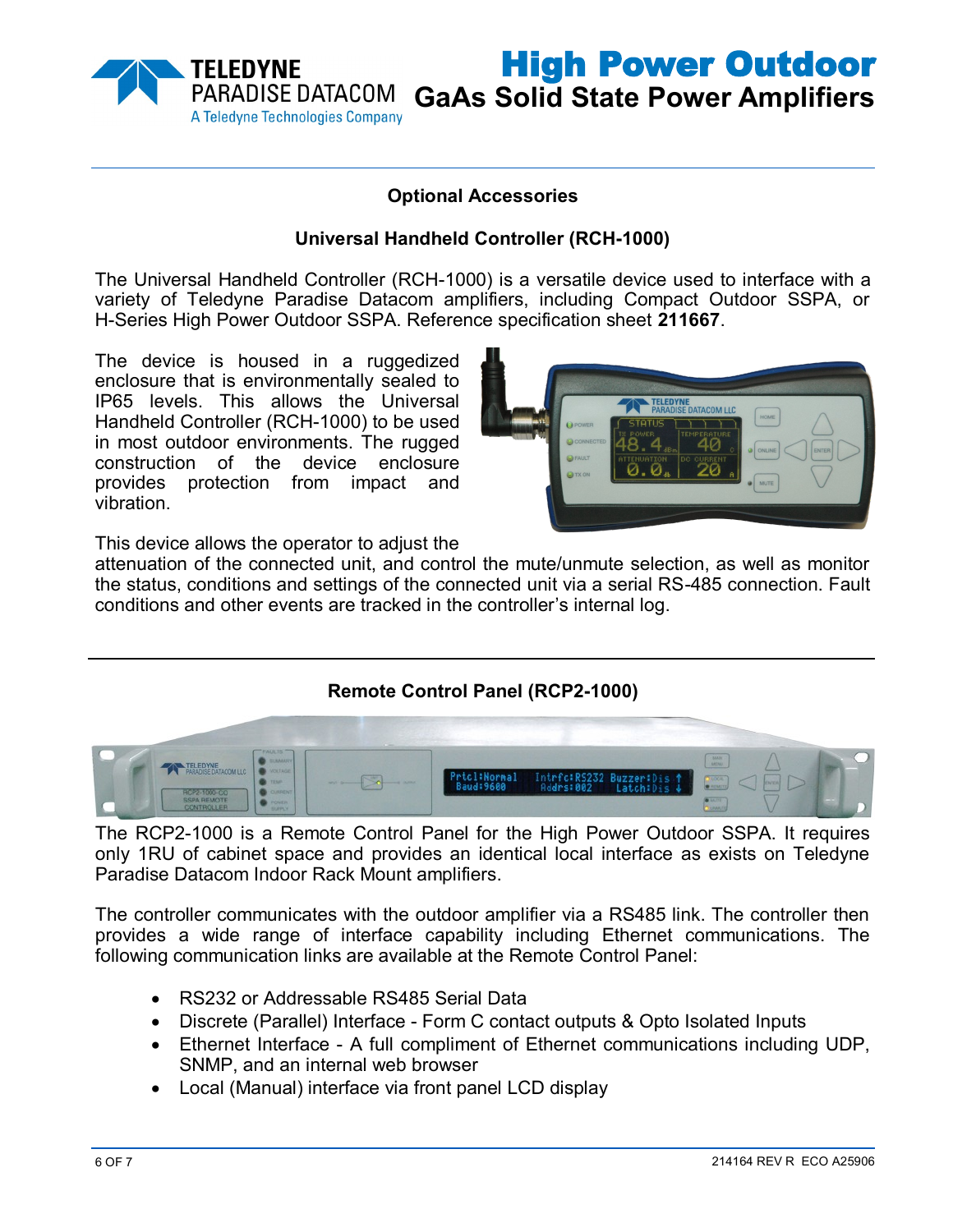## Optional Accessories

### Universal Handheld Controller (RCH-1000)

The Universal Handheld Controller (RCH-1000) is a versatile device used to interface with a variety of Teledyne Paradise Datacom amplifiers, including Compact Outdoor SSPA, or H-Series High Power Outdoor SSPA. Reference specification sheet **211667**.

The device is housed in a ruggedized enclosure that is environmentally sealed to IP65 levels. This allows the Universal Handheld Controller (RCH-1000) to be used in most outdoor environments. The rugged construction of the device enclosure provides protection from impact and vibration.

This device allows the operator to adjust the attenuation of the connected unit, and control the mute/unmute selection, as well as monitor the status, conditions and settings of the connected unit via a serial RS-485 connection. Fault conditions and other events are tracked in the controller's internal log.

---

### Remote Control Panel (RCP2-1000)

The RCP2-1000 is a Remote Control Panel for the High Power Outdoor SSPA. It requires only 1RU of cabinet space and provides an identical local interface as exists on Teledyne Paradise Datacom Indoor Rack Mount amplifiers.

The controller communicates with the outdoor amplifier via a RS485 link. The controller then provides a wide range of interface capability including Ethernet communications. The following communication links are available at the Remote Control Panel:

- RS232 or Addressable RS485 Serial Data
- Discrete (Parallel) Interface - Form C contact outputs & Opto Isolated Inputs
- Ethernet Interface - A full compliment of Ethernet communications including UDP, SNMP, and an internal web browser
- Local (Manual) interface via front panel LCD display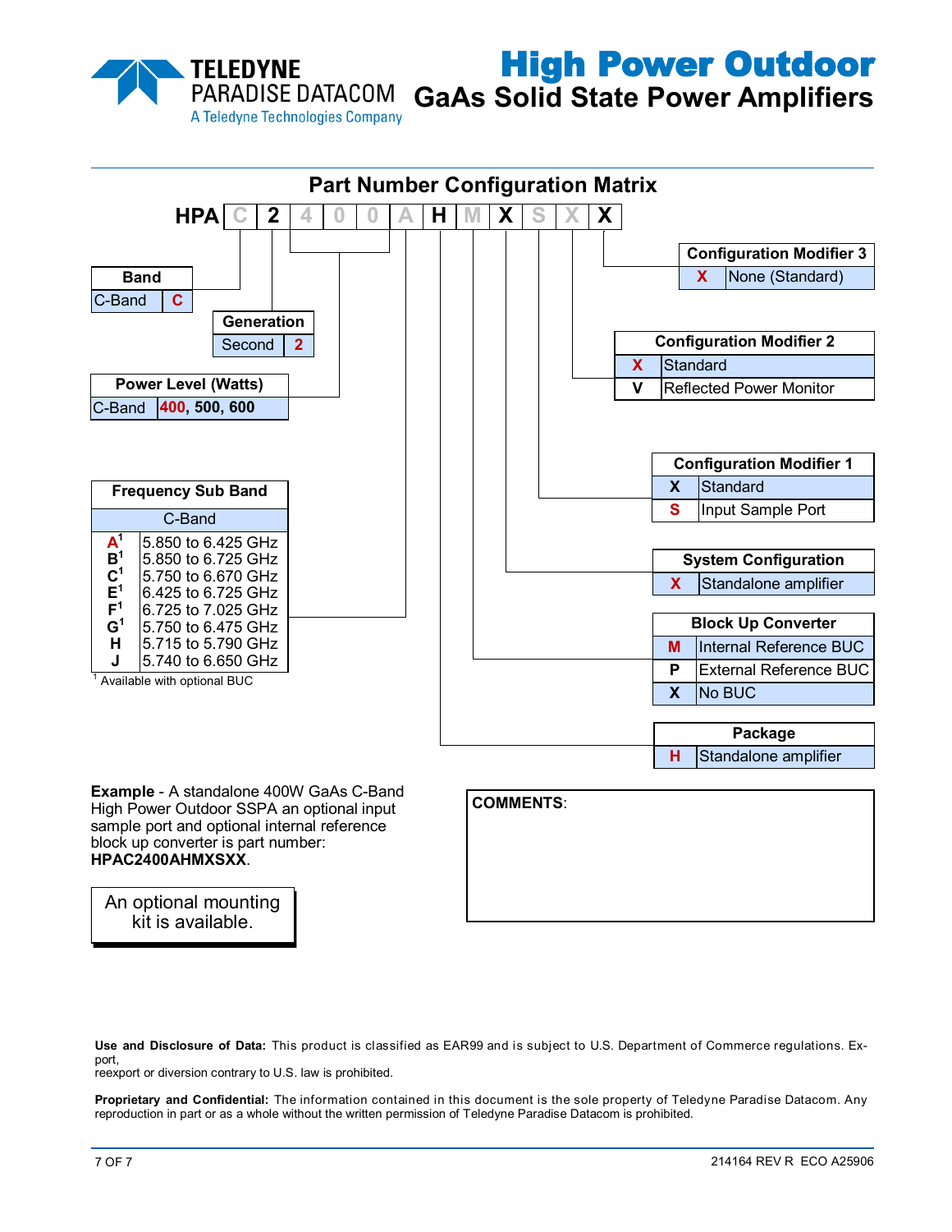# Part Number Configuration Matrix

HPA | C | 2 | 4 | 0 | 0 | A | H | M | X | S | X | X

**Band**

| | |
|---|---|
| C-Band | C |

**Generation**

| | |
|---|---|
| Second | 2 |

**Power Level (Watts)**

| | |
|---|---|
| C-Band | 400, 500, 600 |

**Frequency Sub Band**

| C-Band | |
|---|---|
| A[1] | 5.850 to 6.425 GHz |
| B[1] | 5.850 to 6.725 GHz |
| C[1] | 5.750 to 6.670 GHz |
| E[1] | 6.425 to 6.725 GHz |
| F[1] | 6.725 to 7.025 GHz |
| G[1] | 5.750 to 6.475 GHz |
| H | 5.715 to 5.790 GHz |
| J | 5.740 to 6.650 GHz |

[1] Available with optional BUC

**Configuration Modifier 3**

| | |
|---|---|
| X | None (Standard) |

**Configuration Modifier 2**

| | |
|---|---|
| X | Standard |
| V | Reflected Power Monitor |

**Configuration Modifier 1**

| | |
|---|---|
| X | Standard |
| S | Input Sample Port |

**System Configuration**

| | |
|---|---|
| X | Standalone amplifier |

**Block Up Converter**

| | |
|---|---|
| M | Internal Reference BUC |
| P | External Reference BUC |
| X | No BUC |

**Package**

| | |
|---|---|
| H | Standalone amplifier |

**Example** - A standalone 400W GaAs C-Band High Power Outdoor SSPA an optional input sample port and optional internal reference block up converter is part number: **HPAC2400AHMXSXX**.

An optional mounting kit is available.

**COMMENTS**:

**Use and Disclosure of Data:** This product is classified as EAR99 and is subject to U.S. Department of Commerce regulations. Export, reexport or diversion contrary to U.S. law is prohibited.

**Proprietary and Confidential:** The information contained in this document is the sole property of Teledyne Paradise Datacom. Any reproduction in part or as a whole without the written permission of Teledyne Paradise Datacom is prohibited.

214164 REV R ECO A25906